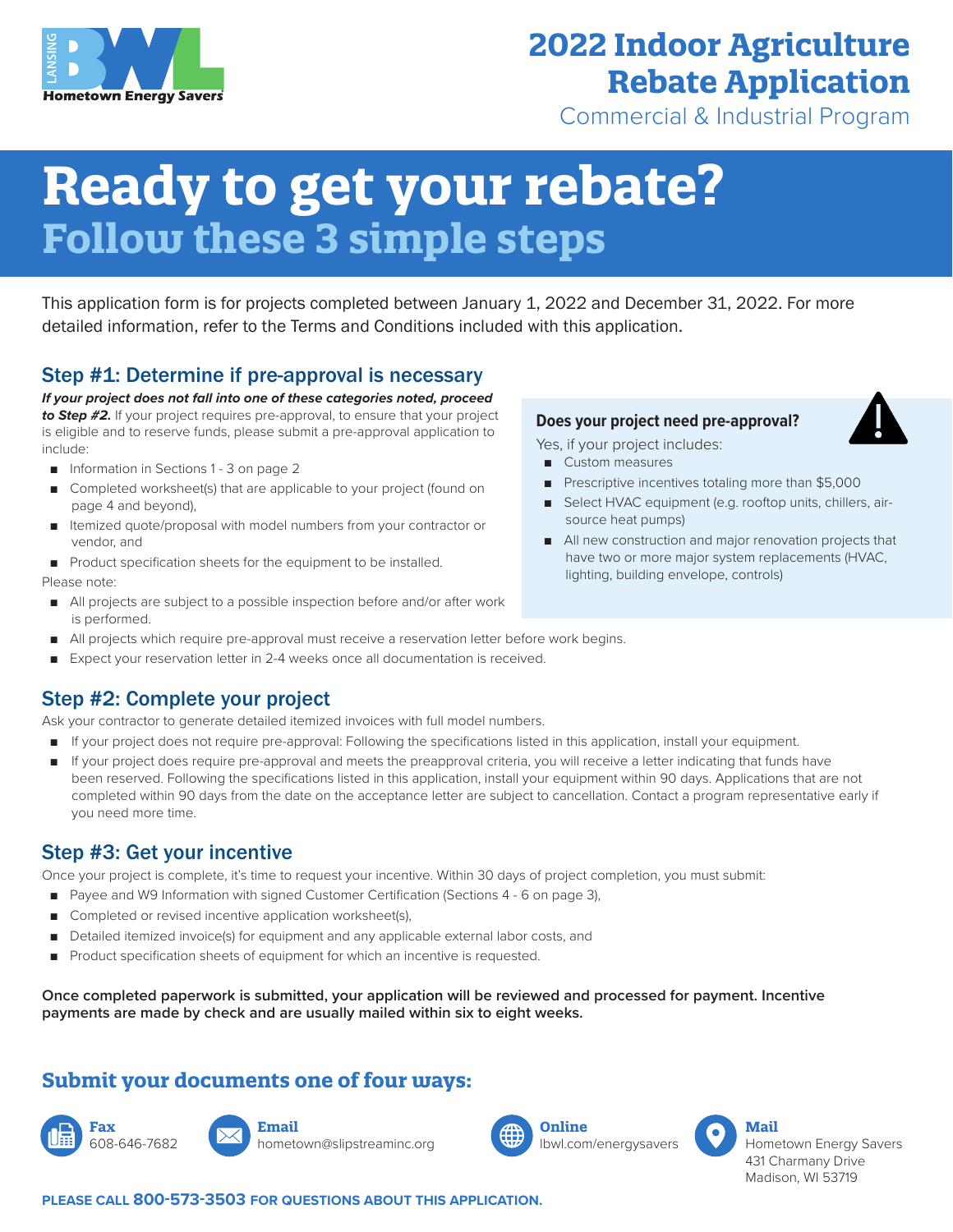# 2022 Indoor Agriculture Rebate Application

Commercial & Industrial Program

# Ready to get your rebate?

## Follow these 3 simple steps

This application form is for projects completed between January 1, 2022 and December 31, 2022. For more detailed information, refer to the Terms and Conditions included with this application.

### Step #1: Determine if pre-approval is necessary

***If your project does not fall into one of these categories noted, proceed to Step #2.*** If your project requires pre-approval, to ensure that your project is eligible and to reserve funds, please submit a pre-approval application to include:

- Information in Sections 1 - 3 on page 2
- Completed worksheet(s) that are applicable to your project (found on page 4 and beyond),
- Itemized quote/proposal with model numbers from your contractor or vendor, and
- Product specification sheets for the equipment to be installed.

Please note:

- All projects are subject to a possible inspection before and/or after work is performed.
- All projects which require pre-approval must receive a reservation letter before work begins.
- Expect your reservation letter in 2-4 weeks once all documentation is received.

**Does your project need pre-approval?**

Yes, if your project includes:

- Custom measures
- Prescriptive incentives totaling more than $5,000
- Select HVAC equipment (e.g. rooftop units, chillers, air-source heat pumps)
- All new construction and major renovation projects that have two or more major system replacements (HVAC, lighting, building envelope, controls)

### Step #2: Complete your project

Ask your contractor to generate detailed itemized invoices with full model numbers.

- If your project does not require pre-approval: Following the specifications listed in this application, install your equipment.
- If your project does require pre-approval and meets the preapproval criteria, you will receive a letter indicating that funds have been reserved. Following the specifications listed in this application, install your equipment within 90 days. Applications that are not completed within 90 days from the date on the acceptance letter are subject to cancellation. Contact a program representative early if you need more time.

### Step #3: Get your incentive

Once your project is complete, it's time to request your incentive. Within 30 days of project completion, you must submit:

- Payee and W9 Information with signed Customer Certification (Sections 4 - 6 on page 3),
- Completed or revised incentive application worksheet(s),
- Detailed itemized invoice(s) for equipment and any applicable external labor costs, and
- Product specification sheets of equipment for which an incentive is requested.

**Once completed paperwork is submitted, your application will be reviewed and processed for payment. Incentive payments are made by check and are usually mailed within six to eight weeks.**

## Submit your documents one of four ways:

**Fax**
608-646-7682

**Email**
hometown@slipstreaminc.org

**Online**
lbwl.com/energysavers

**Mail**
Hometown Energy Savers
431 Charmany Drive
Madison, WI 53719

**PLEASE CALL 800-573-3503 FOR QUESTIONS ABOUT THIS APPLICATION.**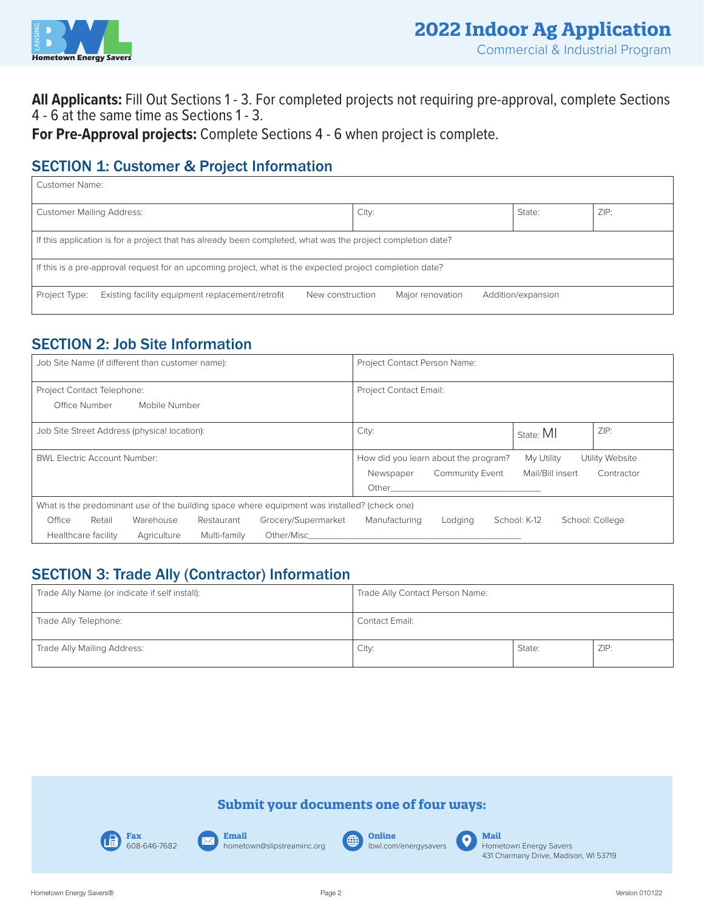# 2022 Indoor Ag Application

Commercial & Industrial Program

**All Applicants:** Fill Out Sections 1 - 3. For completed projects not requiring pre-approval, complete Sections 4 - 6 at the same time as Sections 1 - 3.

**For Pre-Approval projects:** Complete Sections 4 - 6 when project is complete.

## SECTION 1: Customer & Project Information

| Customer Name: | | | |
|---|---|---|---|
| Customer Mailing Address: | City: | State: | ZIP: |
| If this application is for a project that has already been completed, what was the project completion date? | | | |
| If this is a pre-approval request for an upcoming project, what is the expected project completion date? | | | |
| Project Type: Existing facility equipment replacement/retrofit   New construction   Major renovation   Addition/expansion | | | |

## SECTION 2: Job Site Information

| Job Site Name (if different than customer name): | Project Contact Person Name: | | |
|---|---|---|---|
| Project Contact Telephone: Office Number   Mobile Number | Project Contact Email: | | |
| Job Site Street Address (physical location): | City: | State: MI | ZIP: |
| BWL Electric Account Number: | How did you learn about the program? My Utility   Utility Website   Newspaper   Community Event   Mail/Bill insert   Contractor   Other___ | | |
| What is the predominant use of the building space where equipment was installed? (check one) Office   Retail   Warehouse   Restaurant   Grocery/Supermarket   Manufacturing   Lodging   School: K-12   School: College   Healthcare facility   Agriculture   Multi-family   Other/Misc___ | | | |

## SECTION 3: Trade Ally (Contractor) Information

| Trade Ally Name (or indicate if self install): | Trade Ally Contact Person Name: | | |
|---|---|---|---|
| Trade Ally Telephone: | Contact Email: | | |
| Trade Ally Mailing Address: | City: | State: | ZIP: |

### Submit your documents one of four ways:

- **Fax** 608-646-7682
- **Email** hometown@slipstreaminc.org
- **Online** lbwl.com/energysavers
- **Mail** Hometown Energy Savers, 431 Charmany Drive, Madison, WI 53719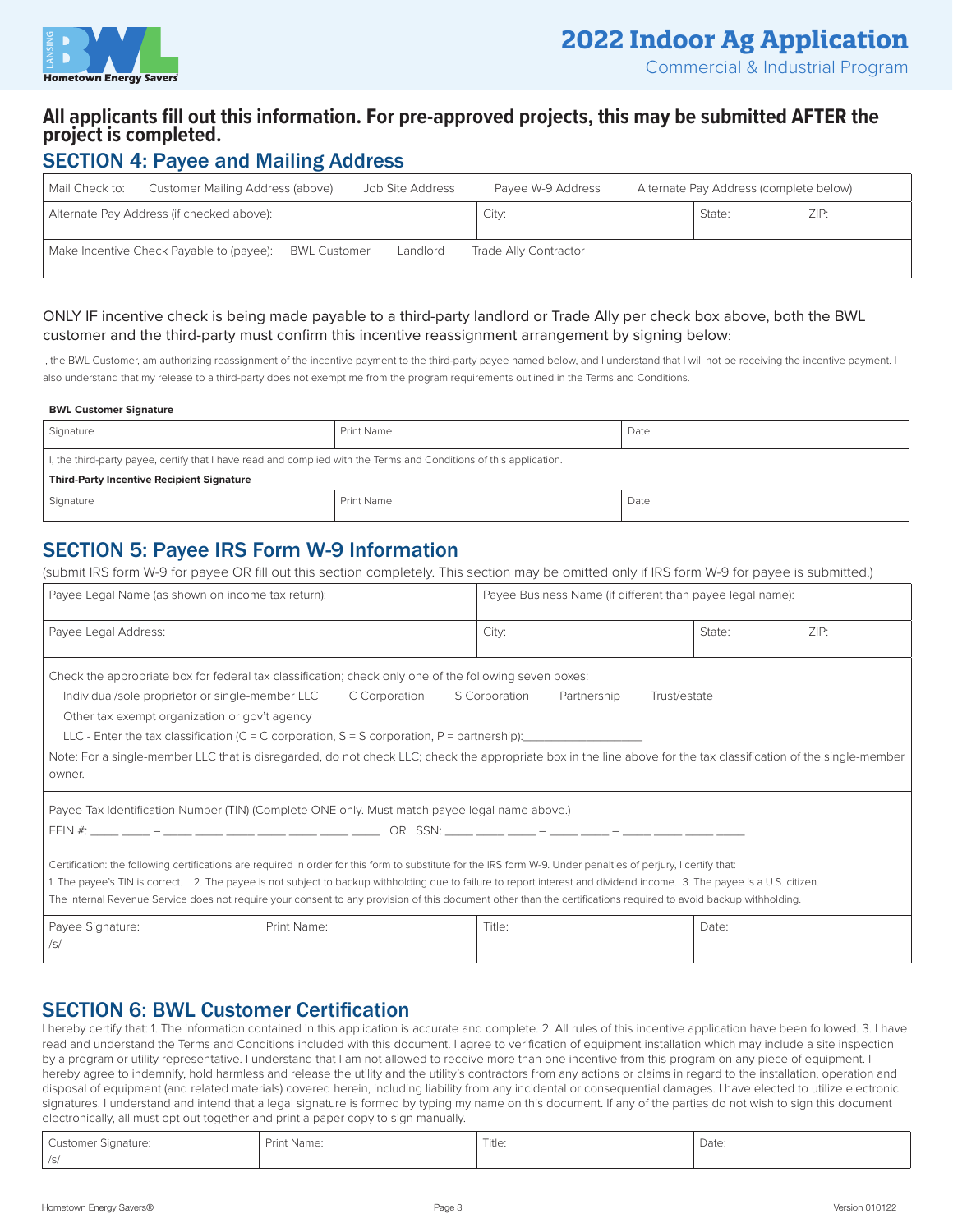# 2022 Indoor Ag Application

Commercial & Industrial Program

**All applicants fill out this information. For pre-approved projects, this may be submitted AFTER the project is completed.**

## SECTION 4: Payee and Mailing Address

| Mail Check to: Customer Mailing Address (above) Job Site Address | Payee W-9 Address | Alternate Pay Address (complete below) | |
|---|---|---|---|
| Alternate Pay Address (if checked above): | City: | State: | ZIP: |
| Make Incentive Check Payable to (payee): BWL Customer Landlord Trade Ally Contractor | | | |

ONLY IF incentive check is being made payable to a third-party landlord or Trade Ally per check box above, both the BWL customer and the third-party must confirm this incentive reassignment arrangement by signing below:

I, the BWL Customer, am authorizing reassignment of the incentive payment to the third-party payee named below, and I understand that I will not be receiving the incentive payment. I also understand that my release to a third-party does not exempt me from the program requirements outlined in the Terms and Conditions.

**BWL Customer Signature**

| Signature | Print Name | Date |
|---|---|---|
| I, the third-party payee, certify that I have read and complied with the Terms and Conditions of this application. **Third-Party Incentive Recipient Signature** | | |
| Signature | Print Name | Date |

## SECTION 5: Payee IRS Form W-9 Information

(submit IRS form W-9 for payee OR fill out this section completely. This section may be omitted only if IRS form W-9 for payee is submitted.)

| Payee Legal Name (as shown on income tax return): | Payee Business Name (if different than payee legal name): | | |
|---|---|---|---|
| Payee Legal Address: | City: | State: | ZIP: |

Check the appropriate box for federal tax classification; check only one of the following seven boxes:

Individual/sole proprietor or single-member LLC    C Corporation    S Corporation    Partnership    Trust/estate

Other tax exempt organization or gov't agency

LLC - Enter the tax classification (C = C corporation, S = S corporation, P = partnership):__________________

Note: For a single-member LLC that is disregarded, do not check LLC; check the appropriate box in the line above for the tax classification of the single-member owner.

Payee Tax Identification Number (TIN) (Complete ONE only. Must match payee legal name above.)

FEIN #: ____ ____ – ____ ____ ____ ____ ____ ____ ____ OR SSN: ____ ____ ____ – ____ ____ – ____ ____ ____ ____

Certification: the following certifications are required in order for this form to substitute for the IRS form W-9. Under penalties of perjury, I certify that:
1. The payee's TIN is correct. 2. The payee is not subject to backup withholding due to failure to report interest and dividend income. 3. The payee is a U.S. citizen.
The Internal Revenue Service does not require your consent to any provision of this document other than the certifications required to avoid backup withholding.

| Payee Signature: /s/ | Print Name: | Title: | Date: |
|---|---|---|---|

## SECTION 6: BWL Customer Certification

I hereby certify that: 1. The information contained in this application is accurate and complete. 2. All rules of this incentive application have been followed. 3. I have read and understand the Terms and Conditions included with this document. I agree to verification of equipment installation which may include a site inspection by a program or utility representative. I understand that I am not allowed to receive more than one incentive from this program on any piece of equipment. I hereby agree to indemnify, hold harmless and release the utility and the utility's contractors from any actions or claims in regard to the installation, operation and disposal of equipment (and related materials) covered herein, including liability from any incidental or consequential damages. I have elected to utilize electronic signatures. I understand and intend that a legal signature is formed by typing my name on this document. If any of the parties do not wish to sign this document electronically, all must opt out together and print a paper copy to sign manually.

| Customer Signature: /s/ | Print Name: | Title: | Date: |
|---|---|---|---|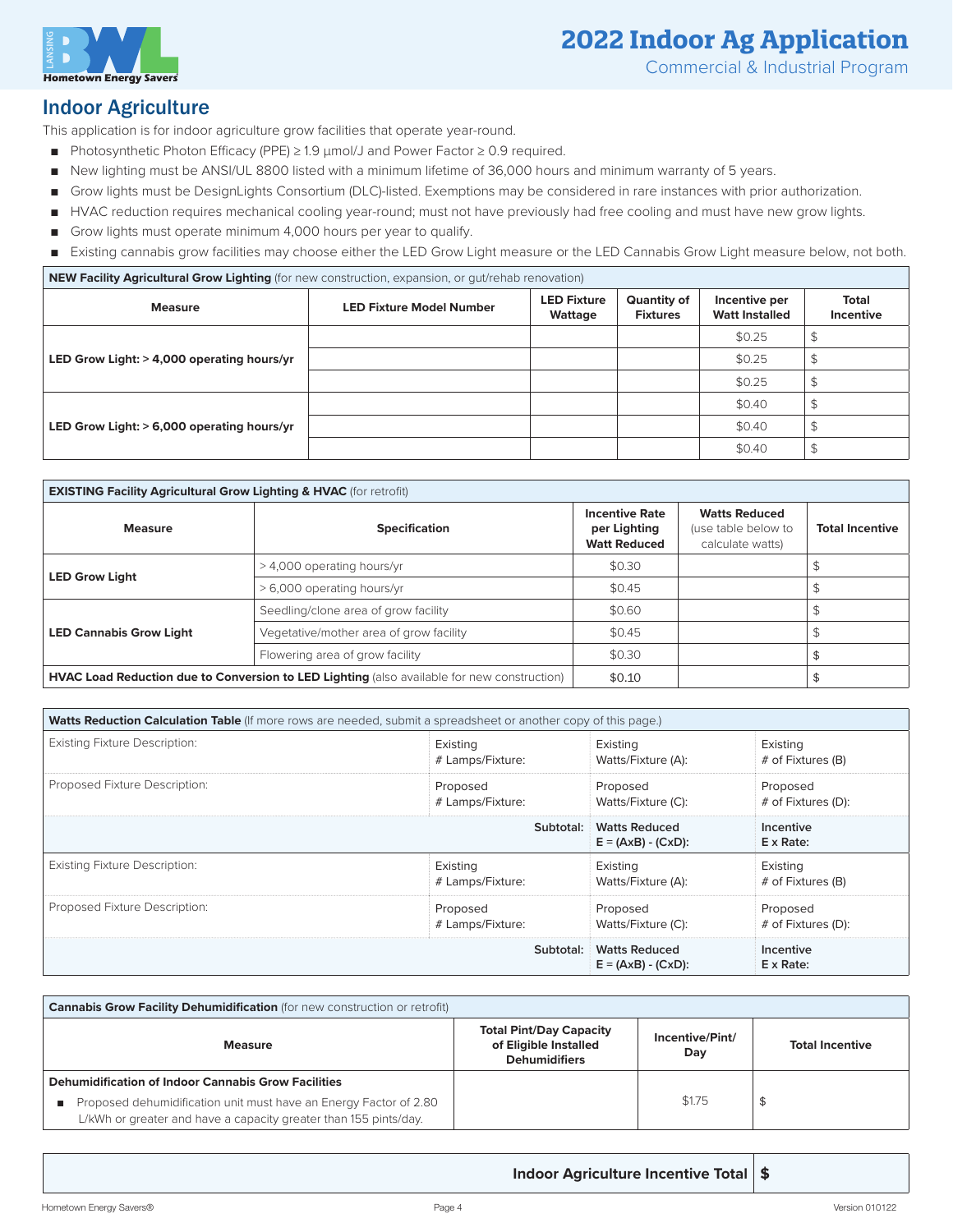# 2022 Indoor Ag Application

Commercial & Industrial Program

## Indoor Agriculture

This application is for indoor agriculture grow facilities that operate year-round.

- Photosynthetic Photon Efficacy (PPE) ≥ 1.9 µmol/J and Power Factor ≥ 0.9 required.
- New lighting must be ANSI/UL 8800 listed with a minimum lifetime of 36,000 hours and minimum warranty of 5 years.
- Grow lights must be DesignLights Consortium (DLC)-listed. Exemptions may be considered in rare instances with prior authorization.
- HVAC reduction requires mechanical cooling year-round; must not have previously had free cooling and must have new grow lights.
- Grow lights must operate minimum 4,000 hours per year to qualify.
- Existing cannabis grow facilities may choose either the LED Grow Light measure or the LED Cannabis Grow Light measure below, not both.

| **NEW Facility Agricultural Grow Lighting** (for new construction, expansion, or gut/rehab renovation) | | | | | |
|---|---|---|---|---|---|
| **Measure** | **LED Fixture Model Number** | **LED Fixture Wattage** | **Quantity of Fixtures** | **Incentive per Watt Installed** | **Total Incentive** |
| **LED Grow Light: > 4,000 operating hours/yr** | | | | $0.25 | $ |
| | | | | $0.25 | $ |
| | | | | $0.25 | $ |
| **LED Grow Light: > 6,000 operating hours/yr** | | | | $0.40 | $ |
| | | | | $0.40 | $ |
| | | | | $0.40 | $ |

| **EXISTING Facility Agricultural Grow Lighting & HVAC** (for retrofit) | | | | |
|---|---|---|---|---|
| **Measure** | **Specification** | **Incentive Rate per Lighting Watt Reduced** | **Watts Reduced** (use table below to calculate watts) | **Total Incentive** |
| **LED Grow Light** | > 4,000 operating hours/yr | $0.30 | | $ |
| | > 6,000 operating hours/yr | $0.45 | | $ |
| **LED Cannabis Grow Light** | Seedling/clone area of grow facility | $0.60 | | $ |
| | Vegetative/mother area of grow facility | $0.45 | | $ |
| | Flowering area of grow facility | $0.30 | | $ |
| **HVAC Load Reduction due to Conversion to LED Lighting** (also available for new construction) | | $0.10 | | $ |

| **Watts Reduction Calculation Table** (If more rows are needed, submit a spreadsheet or another copy of this page.) | | | |
|---|---|---|---|
| Existing Fixture Description: | Existing # Lamps/Fixture: | Existing Watts/Fixture (A): | Existing # of Fixtures (B) |
| Proposed Fixture Description: | Proposed # Lamps/Fixture: | Proposed Watts/Fixture (C): | Proposed # of Fixtures (D): |
| | **Subtotal:** | **Watts Reduced E = (AxB) - (CxD):** | **Incentive E x Rate:** |
| Existing Fixture Description: | Existing # Lamps/Fixture: | Existing Watts/Fixture (A): | Existing # of Fixtures (B) |
| Proposed Fixture Description: | Proposed # Lamps/Fixture: | Proposed Watts/Fixture (C): | Proposed # of Fixtures (D): |
| | **Subtotal:** | **Watts Reduced E = (AxB) - (CxD):** | **Incentive E x Rate:** |

| **Cannabis Grow Facility Dehumidification** (for new construction or retrofit) | | | |
|---|---|---|---|
| **Measure** | **Total Pint/Day Capacity of Eligible Installed Dehumidifiers** | **Incentive/Pint/Day** | **Total Incentive** |
| **Dehumidification of Indoor Cannabis Grow Facilities** <br> ■ Proposed dehumidification unit must have an Energy Factor of 2.80 L/kWh or greater and have a capacity greater than 155 pints/day. | | $1.75 | $ |

| **Indoor Agriculture Incentive Total** | **$** |
|---|---|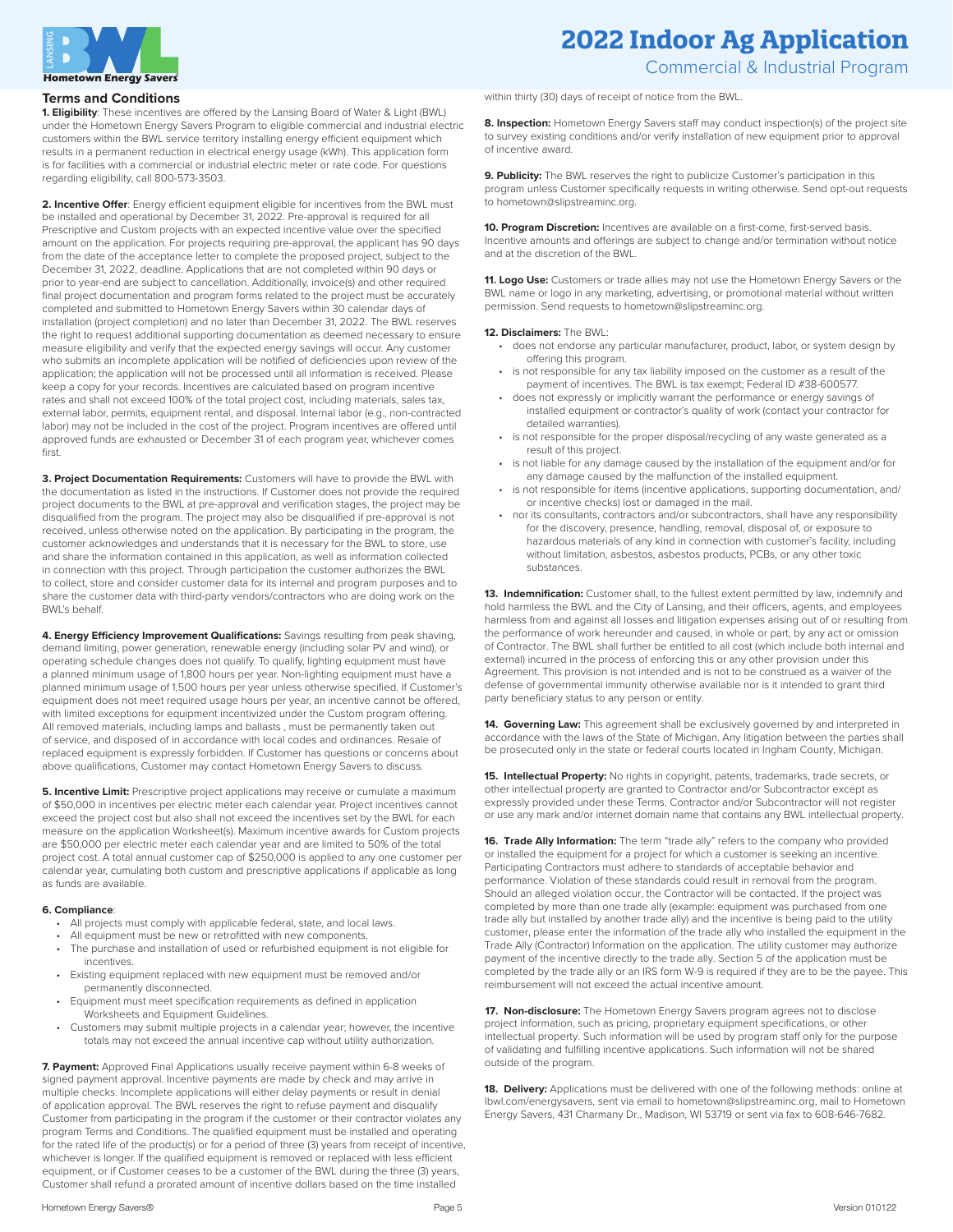# 2022 Indoor Ag Application

## Commercial & Industrial Program

## Terms and Conditions

**1. Eligibility**: These incentives are offered by the Lansing Board of Water & Light (BWL) under the Hometown Energy Savers Program to eligible commercial and industrial electric customers within the BWL service territory installing energy efficient equipment which results in a permanent reduction in electrical energy usage (kWh). This application form is for facilities with a commercial or industrial electric meter or rate code. For questions regarding eligibility, call 800-573-3503.

**2. Incentive Offer**: Energy efficient equipment eligible for incentives from the BWL must be installed and operational by December 31, 2022. Pre-approval is required for all Prescriptive and Custom projects with an expected incentive value over the specified amount on the application. For projects requiring pre-approval, the applicant has 90 days from the date of the acceptance letter to complete the proposed project, subject to the December 31, 2022, deadline. Applications that are not completed within 90 days or prior to year-end are subject to cancellation. Additionally, invoice(s) and other required final project documentation and program forms related to the project must be accurately completed and submitted to Hometown Energy Savers within 30 calendar days of installation (project completion) and no later than December 31, 2022. The BWL reserves the right to request additional supporting documentation as deemed necessary to ensure measure eligibility and verify that the expected energy savings will occur. Any customer who submits an incomplete application will be notified of deficiencies upon review of the application; the application will not be processed until all information is received. Please keep a copy for your records. Incentives are calculated based on program incentive rates and shall not exceed 100% of the total project cost, including materials, sales tax, external labor, permits, equipment rental, and disposal. Internal labor (e.g., non-contracted labor) may not be included in the cost of the project. Program incentives are offered until approved funds are exhausted or December 31 of each program year, whichever comes first.

**3. Project Documentation Requirements:** Customers will have to provide the BWL with the documentation as listed in the instructions. If Customer does not provide the required project documents to the BWL at pre-approval and verification stages, the project may be disqualified from the program. The project may also be disqualified if pre-approval is not received, unless otherwise noted on the application. By participating in the program, the customer acknowledges and understands that it is necessary for the BWL to store, use and share the information contained in this application, as well as information collected in connection with this project. Through participation the customer authorizes the BWL to collect, store and consider customer data for its internal and program purposes and to share the customer data with third-party vendors/contractors who are doing work on the BWL's behalf.

**4. Energy Efficiency Improvement Qualifications:** Savings resulting from peak shaving, demand limiting, power generation, renewable energy (including solar PV and wind), or operating schedule changes does not qualify. To qualify, lighting equipment must have a planned minimum usage of 1,800 hours per year. Non-lighting equipment must have a planned minimum usage of 1,500 hours per year unless otherwise specified. If Customer's equipment does not meet required usage hours per year, an incentive cannot be offered, with limited exceptions for equipment incentivized under the Custom program offering. All removed materials, including lamps and ballasts , must be permanently taken out of service, and disposed of in accordance with local codes and ordinances. Resale of replaced equipment is expressly forbidden. If Customer has questions or concerns about above qualifications, Customer may contact Hometown Energy Savers to discuss.

**5. Incentive Limit:** Prescriptive project applications may receive or cumulate a maximum of $50,000 in incentives per electric meter each calendar year. Project incentives cannot exceed the project cost but also shall not exceed the incentives set by the BWL for each measure on the application Worksheet(s). Maximum incentive awards for Custom projects are $50,000 per electric meter each calendar year and are limited to 50% of the total project cost. A total annual customer cap of $250,000 is applied to any one customer per calendar year, cumulating both custom and prescriptive applications if applicable as long as funds are available.

**6. Compliance**:

- All projects must comply with applicable federal, state, and local laws.
- All equipment must be new or retrofitted with new components.
- The purchase and installation of used or refurbished equipment is not eligible for incentives.
- Existing equipment replaced with new equipment must be removed and/or permanently disconnected.
- Equipment must meet specification requirements as defined in application Worksheets and Equipment Guidelines.
- Customers may submit multiple projects in a calendar year; however, the incentive totals may not exceed the annual incentive cap without utility authorization.

**7. Payment:** Approved Final Applications usually receive payment within 6-8 weeks of signed payment approval. Incentive payments are made by check and may arrive in multiple checks. Incomplete applications will either delay payments or result in denial of application approval. The BWL reserves the right to refuse payment and disqualify Customer from participating in the program if the customer or their contractor violates any program Terms and Conditions. The qualified equipment must be installed and operating for the rated life of the product(s) or for a period of three (3) years from receipt of incentive, whichever is longer. If the qualified equipment is removed or replaced with less efficient equipment, or if Customer ceases to be a customer of the BWL during the three (3) years, Customer shall refund a prorated amount of incentive dollars based on the time installed within thirty (30) days of receipt of notice from the BWL.

**8. Inspection:** Hometown Energy Savers staff may conduct inspection(s) of the project site to survey existing conditions and/or verify installation of new equipment prior to approval of incentive award.

**9. Publicity:** The BWL reserves the right to publicize Customer's participation in this program unless Customer specifically requests in writing otherwise. Send opt-out requests to hometown@slipstreaminc.org.

**10. Program Discretion:** Incentives are available on a first-come, first-served basis. Incentive amounts and offerings are subject to change and/or termination without notice and at the discretion of the BWL.

**11. Logo Use:** Customers or trade allies may not use the Hometown Energy Savers or the BWL name or logo in any marketing, advertising, or promotional material without written permission. Send requests to hometown@slipstreaminc.org.

**12. Disclaimers:** The BWL:

- does not endorse any particular manufacturer, product, labor, or system design by offering this program.
- is not responsible for any tax liability imposed on the customer as a result of the payment of incentives. The BWL is tax exempt; Federal ID #38-600577.
- does not expressly or implicitly warrant the performance or energy savings of installed equipment or contractor's quality of work (contact your contractor for detailed warranties).
- is not responsible for the proper disposal/recycling of any waste generated as a result of this project.
- is not liable for any damage caused by the installation of the equipment and/or for any damage caused by the malfunction of the installed equipment.
- is not responsible for items (incentive applications, supporting documentation, and/or incentive checks) lost or damaged in the mail.
- nor its consultants, contractors and/or subcontractors, shall have any responsibility for the discovery, presence, handling, removal, disposal of, or exposure to hazardous materials of any kind in connection with customer's facility, including without limitation, asbestos, asbestos products, PCBs, or any other toxic substances.

**13. Indemnification:** Customer shall, to the fullest extent permitted by law, indemnify and hold harmless the BWL and the City of Lansing, and their officers, agents, and employees harmless from and against all losses and litigation expenses arising out of or resulting from the performance of work hereunder and caused, in whole or part, by any act or omission of Contractor. The BWL shall further be entitled to all cost (which include both internal and external) incurred in the process of enforcing this or any other provision under this Agreement. This provision is not intended and is not to be construed as a waiver of the defense of governmental immunity otherwise available nor is it intended to grant third party beneficiary status to any person or entity.

**14. Governing Law:** This agreement shall be exclusively governed by and interpreted in accordance with the laws of the State of Michigan. Any litigation between the parties shall be prosecuted only in the state or federal courts located in Ingham County, Michigan.

**15. Intellectual Property:** No rights in copyright, patents, trademarks, trade secrets, or other intellectual property are granted to Contractor and/or Subcontractor except as expressly provided under these Terms. Contractor and/or Subcontractor will not register or use any mark and/or internet domain name that contains any BWL intellectual property.

**16. Trade Ally Information:** The term "trade ally" refers to the company who provided or installed the equipment for a project for which a customer is seeking an incentive. Participating Contractors must adhere to standards of acceptable behavior and performance. Violation of these standards could result in removal from the program. Should an alleged violation occur, the Contractor will be contacted. If the project was completed by more than one trade ally (example: equipment was purchased from one trade ally but installed by another trade ally) and the incentive is being paid to the utility customer, please enter the information of the trade ally who installed the equipment in the Trade Ally (Contractor) Information on the application. The utility customer may authorize payment of the incentive directly to the trade ally. Section 5 of the application must be completed by the trade ally or an IRS form W-9 is required if they are to be the payee. This reimbursement will not exceed the actual incentive amount.

**17. Non-disclosure:** The Hometown Energy Savers program agrees not to disclose project information, such as pricing, proprietary equipment specifications, or other intellectual property. Such information will be used by program staff only for the purpose of validating and fulfilling incentive applications. Such information will not be shared outside of the program.

**18. Delivery:** Applications must be delivered with one of the following methods: online at lbwl.com/energysavers, sent via email to hometown@slipstreaminc.org, mail to Hometown Energy Savers, 431 Charmany Dr., Madison, WI 53719 or sent via fax to 608-646-7682.